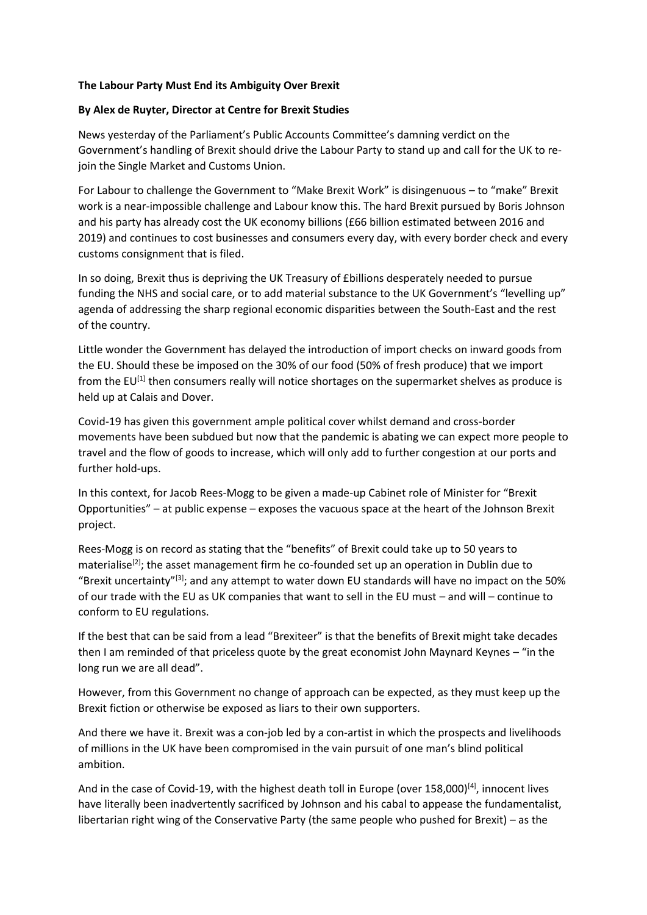**The Labour Party Must End its Ambiguity Over Brexit**

**By Alex de Ruyter, Director at Centre for Brexit Studies**

News yesterday of the Parliament's Public Accounts Committee's damning verdict on the Government's handling of Brexit should drive the Labour Party to stand up and call for the UK to re-join the Single Market and Customs Union.

For Labour to challenge the Government to "Make Brexit Work" is disingenuous – to "make" Brexit work is a near-impossible challenge and Labour know this. The hard Brexit pursued by Boris Johnson and his party has already cost the UK economy billions (£66 billion estimated between 2016 and 2019) and continues to cost businesses and consumers every day, with every border check and every customs consignment that is filed.

In so doing, Brexit thus is depriving the UK Treasury of £billions desperately needed to pursue funding the NHS and social care, or to add material substance to the UK Government's "levelling up" agenda of addressing the sharp regional economic disparities between the South-East and the rest of the country.

Little wonder the Government has delayed the introduction of import checks on inward goods from the EU. Should these be imposed on the 30% of our food (50% of fresh produce) that we import from the EU[1] then consumers really will notice shortages on the supermarket shelves as produce is held up at Calais and Dover.

Covid-19 has given this government ample political cover whilst demand and cross-border movements have been subdued but now that the pandemic is abating we can expect more people to travel and the flow of goods to increase, which will only add to further congestion at our ports and further hold-ups.

In this context, for Jacob Rees-Mogg to be given a made-up Cabinet role of Minister for "Brexit Opportunities" – at public expense – exposes the vacuous space at the heart of the Johnson Brexit project.

Rees-Mogg is on record as stating that the "benefits" of Brexit could take up to 50 years to materialise[2]; the asset management firm he co-founded set up an operation in Dublin due to "Brexit uncertainty"[3]; and any attempt to water down EU standards will have no impact on the 50% of our trade with the EU as UK companies that want to sell in the EU must – and will – continue to conform to EU regulations.

If the best that can be said from a lead "Brexiteer" is that the benefits of Brexit might take decades then I am reminded of that priceless quote by the great economist John Maynard Keynes – "in the long run we are all dead".

However, from this Government no change of approach can be expected, as they must keep up the Brexit fiction or otherwise be exposed as liars to their own supporters.

And there we have it. Brexit was a con-job led by a con-artist in which the prospects and livelihoods of millions in the UK have been compromised in the vain pursuit of one man's blind political ambition.

And in the case of Covid-19, with the highest death toll in Europe (over 158,000)[4], innocent lives have literally been inadvertently sacrificed by Johnson and his cabal to appease the fundamentalist, libertarian right wing of the Conservative Party (the same people who pushed for Brexit) – as the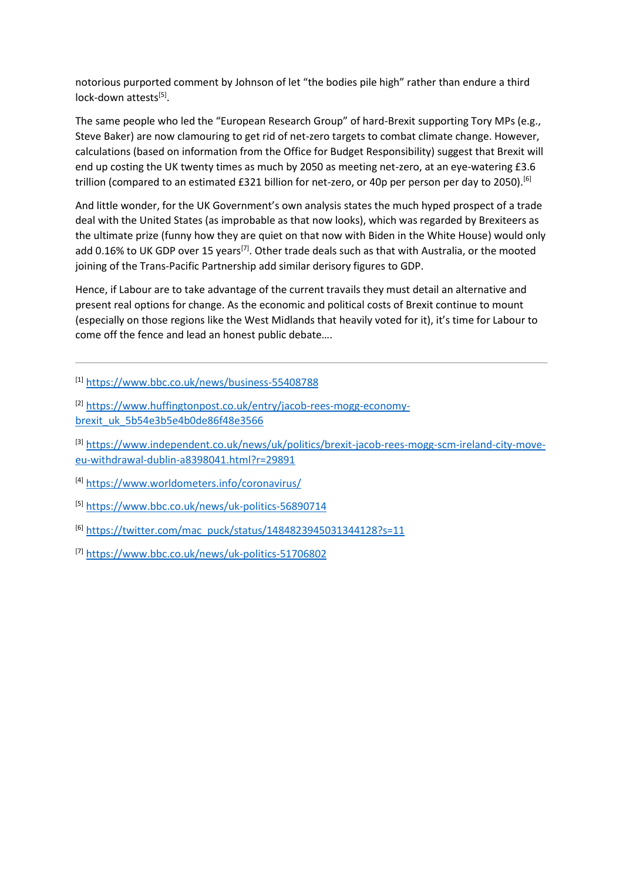notorious purported comment by Johnson of let "the bodies pile high" rather than endure a third lock-down attests[5].

The same people who led the "European Research Group" of hard-Brexit supporting Tory MPs (e.g., Steve Baker) are now clamouring to get rid of net-zero targets to combat climate change. However, calculations (based on information from the Office for Budget Responsibility) suggest that Brexit will end up costing the UK twenty times as much by 2050 as meeting net-zero, at an eye-watering £3.6 trillion (compared to an estimated £321 billion for net-zero, or 40p per person per day to 2050).[6]

And little wonder, for the UK Government's own analysis states the much hyped prospect of a trade deal with the United States (as improbable as that now looks), which was regarded by Brexiteers as the ultimate prize (funny how they are quiet on that now with Biden in the White House) would only add 0.16% to UK GDP over 15 years[7]. Other trade deals such as that with Australia, or the mooted joining of the Trans-Pacific Partnership add similar derisory figures to GDP.

Hence, if Labour are to take advantage of the current travails they must detail an alternative and present real options for change. As the economic and political costs of Brexit continue to mount (especially on those regions like the West Midlands that heavily voted for it), it's time for Labour to come off the fence and lead an honest public debate….

---

[1] https://www.bbc.co.uk/news/business-55408788

[2] https://www.huffingtonpost.co.uk/entry/jacob-rees-mogg-economy-brexit_uk_5b54e3b5e4b0de86f48e3566

[3] https://www.independent.co.uk/news/uk/politics/brexit-jacob-rees-mogg-scm-ireland-city-move-eu-withdrawal-dublin-a8398041.html?r=29891

[4] https://www.worldometers.info/coronavirus/

[5] https://www.bbc.co.uk/news/uk-politics-56890714

[6] https://twitter.com/mac_puck/status/1484823945031344128?s=11

[7] https://www.bbc.co.uk/news/uk-politics-51706802